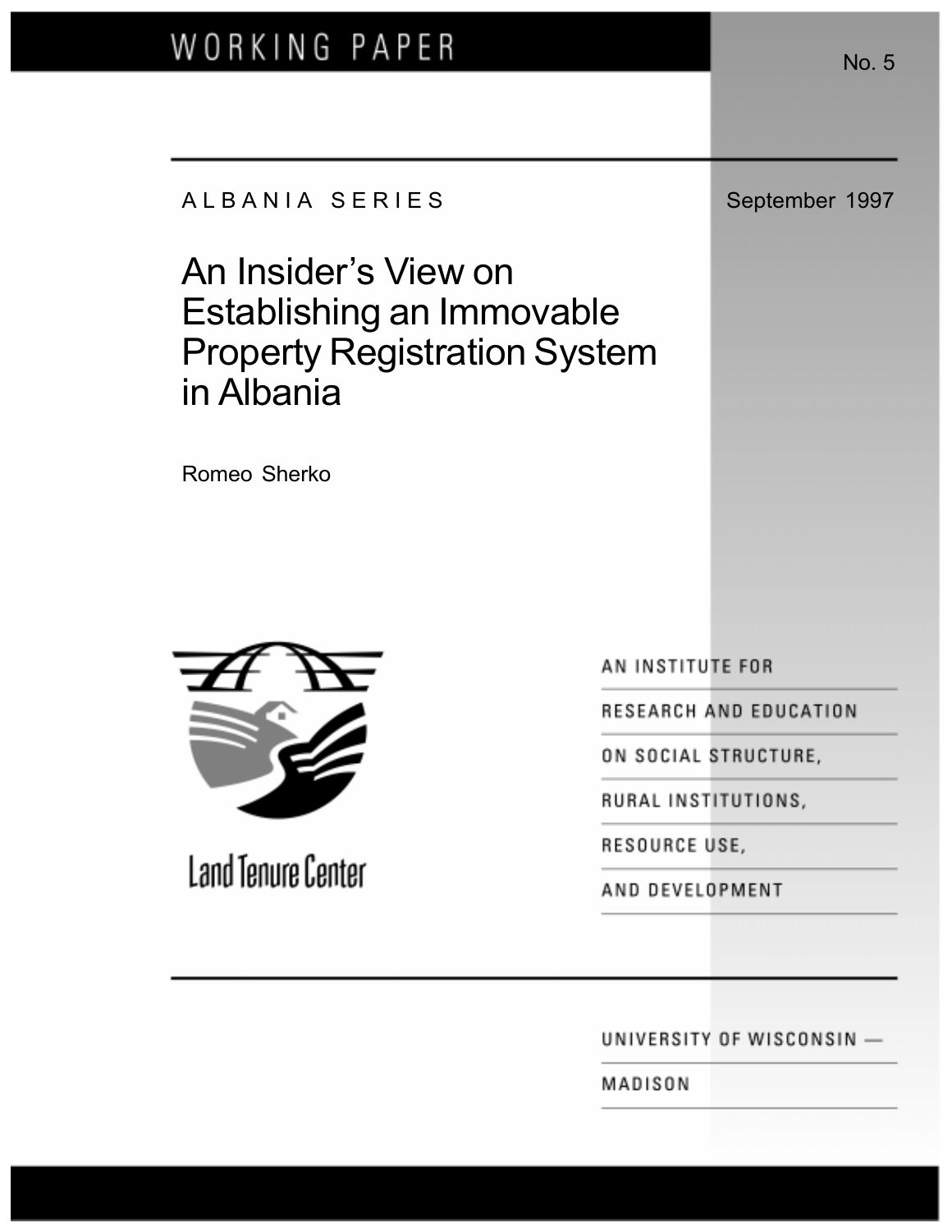WORKING PAPER

No. 5

ALBANIA SERIES

September 1997

# An Insider's View on Establishing an Immovable Property Registration System in Albania

Romeo Sherko

Land Tenure Center

AN INSTITUTE FOR RESEARCH AND EDUCATION ON SOCIAL STRUCTURE, RURAL INSTITUTIONS, RESOURCE USE, AND DEVELOPMENT

UNIVERSITY OF WISCONSIN — MADISON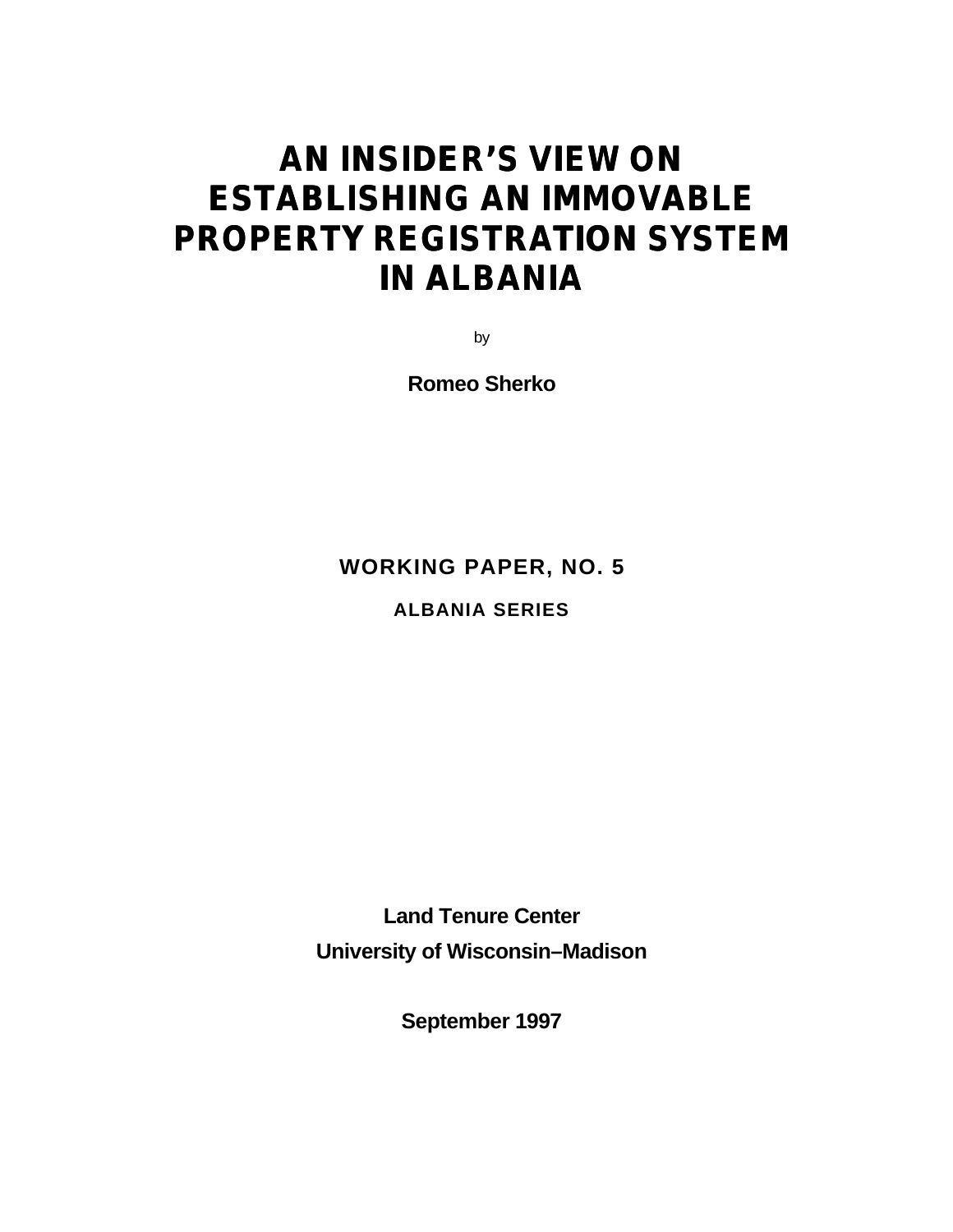# AN INSIDER'S VIEW ON ESTABLISHING AN IMMOVABLE PROPERTY REGISTRATION SYSTEM IN ALBANIA

by

**Romeo Sherko**

**WORKING PAPER, NO. 5**

**ALBANIA SERIES**

**Land Tenure Center**

**University of Wisconsin–Madison**

**September 1997**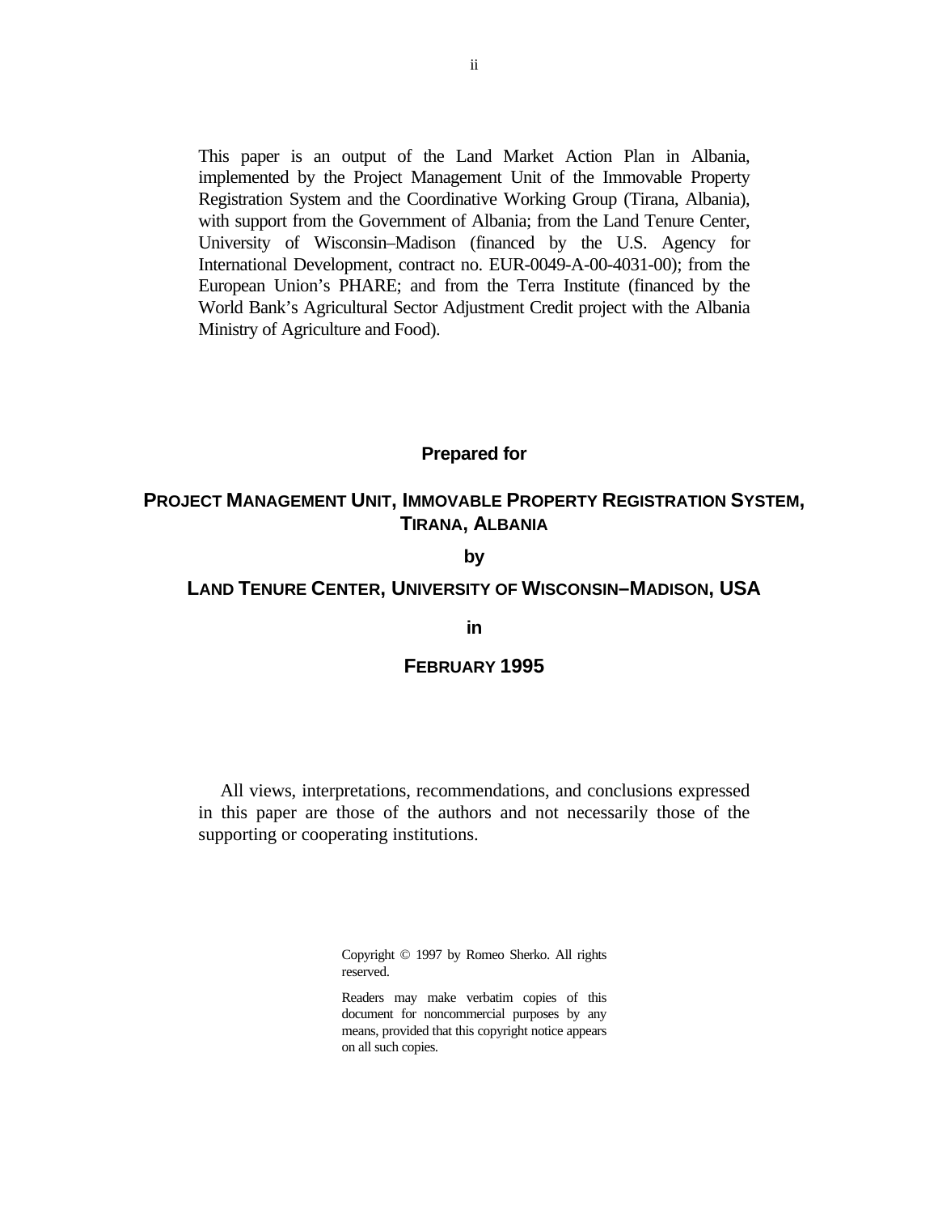This paper is an output of the Land Market Action Plan in Albania, implemented by the Project Management Unit of the Immovable Property Registration System and the Coordinative Working Group (Tirana, Albania), with support from the Government of Albania; from the Land Tenure Center, University of Wisconsin–Madison (financed by the U.S. Agency for International Development, contract no. EUR-0049-A-00-4031-00); from the European Union's PHARE; and from the Terra Institute (financed by the World Bank's Agricultural Sector Adjustment Credit project with the Albania Ministry of Agriculture and Food).

**Prepared for**

**PROJECT MANAGEMENT UNIT, IMMOVABLE PROPERTY REGISTRATION SYSTEM, TIRANA, ALBANIA**

**by**

**LAND TENURE CENTER, UNIVERSITY OF WISCONSIN–MADISON, USA**

**in**

**FEBRUARY 1995**

All views, interpretations, recommendations, and conclusions expressed in this paper are those of the authors and not necessarily those of the supporting or cooperating institutions.

Copyright © 1997 by Romeo Sherko. All rights reserved.

Readers may make verbatim copies of this document for noncommercial purposes by any means, provided that this copyright notice appears on all such copies.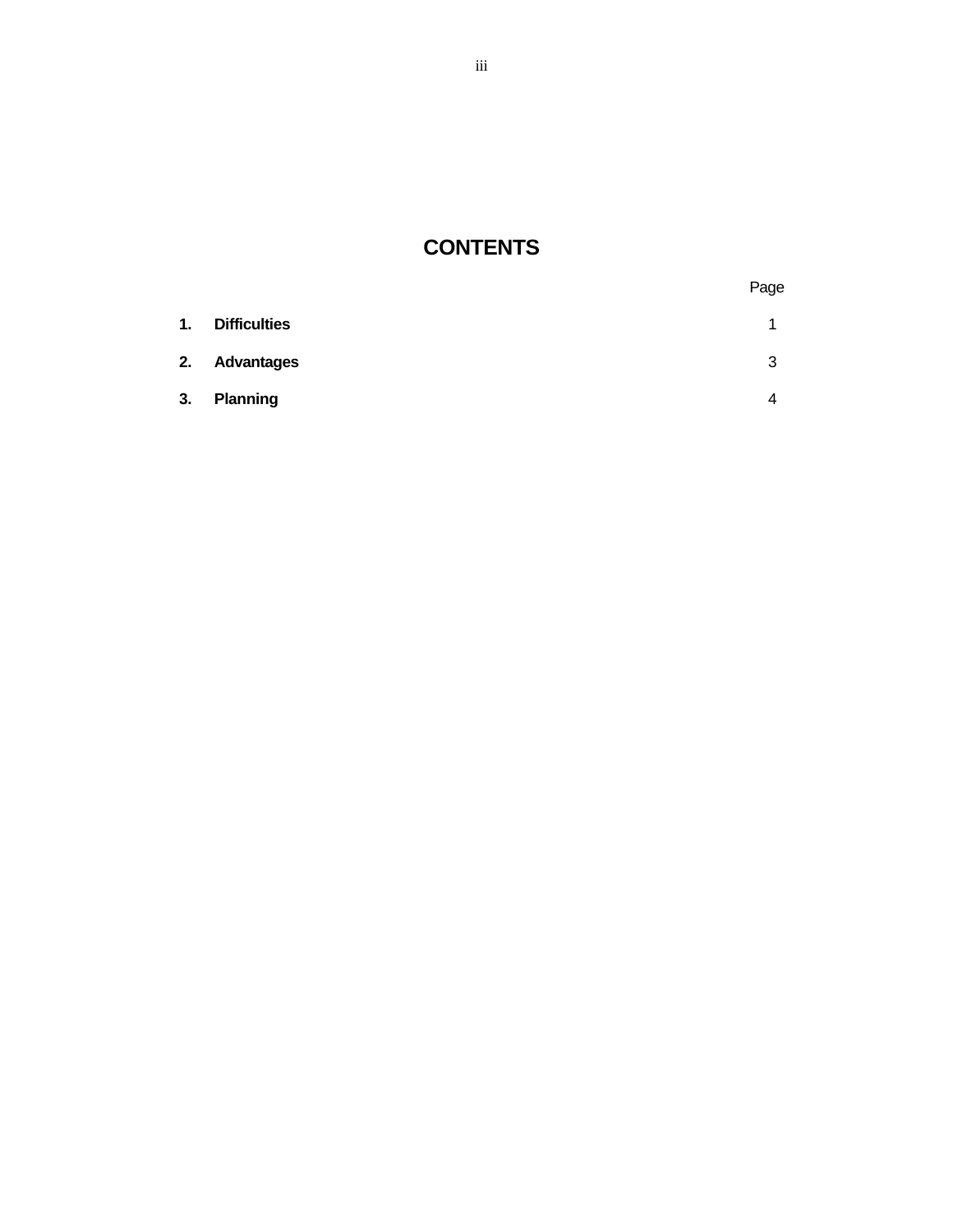# CONTENTS

| | | Page |
|---|---|---|
| **1.** | **Difficulties** | 1 |
| **2.** | **Advantages** | 3 |
| **3.** | **Planning** | 4 |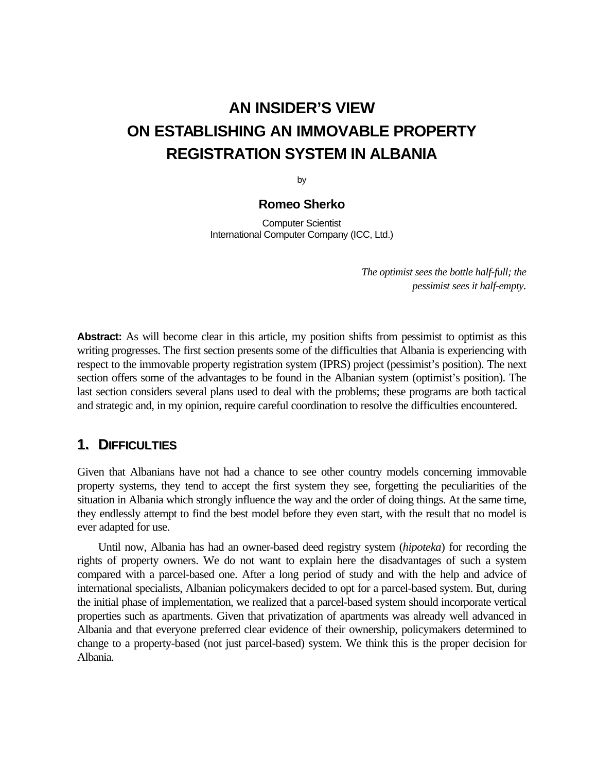# AN INSIDER'S VIEW ON ESTABLISHING AN IMMOVABLE PROPERTY REGISTRATION SYSTEM IN ALBANIA

by

**Romeo Sherko**

Computer Scientist
International Computer Company (ICC, Ltd.)

*The optimist sees the bottle half-full; the pessimist sees it half-empty.*

**Abstract:** As will become clear in this article, my position shifts from pessimist to optimist as this writing progresses. The first section presents some of the difficulties that Albania is experiencing with respect to the immovable property registration system (IPRS) project (pessimist's position). The next section offers some of the advantages to be found in the Albanian system (optimist's position). The last section considers several plans used to deal with the problems; these programs are both tactical and strategic and, in my opinion, require careful coordination to resolve the difficulties encountered.

## 1. DIFFICULTIES

Given that Albanians have not had a chance to see other country models concerning immovable property systems, they tend to accept the first system they see, forgetting the peculiarities of the situation in Albania which strongly influence the way and the order of doing things. At the same time, they endlessly attempt to find the best model before they even start, with the result that no model is ever adapted for use.

Until now, Albania has had an owner-based deed registry system (*hipoteka*) for recording the rights of property owners. We do not want to explain here the disadvantages of such a system compared with a parcel-based one. After a long period of study and with the help and advice of international specialists, Albanian policymakers decided to opt for a parcel-based system. But, during the initial phase of implementation, we realized that a parcel-based system should incorporate vertical properties such as apartments. Given that privatization of apartments was already well advanced in Albania and that everyone preferred clear evidence of their ownership, policymakers determined to change to a property-based (not just parcel-based) system. We think this is the proper decision for Albania.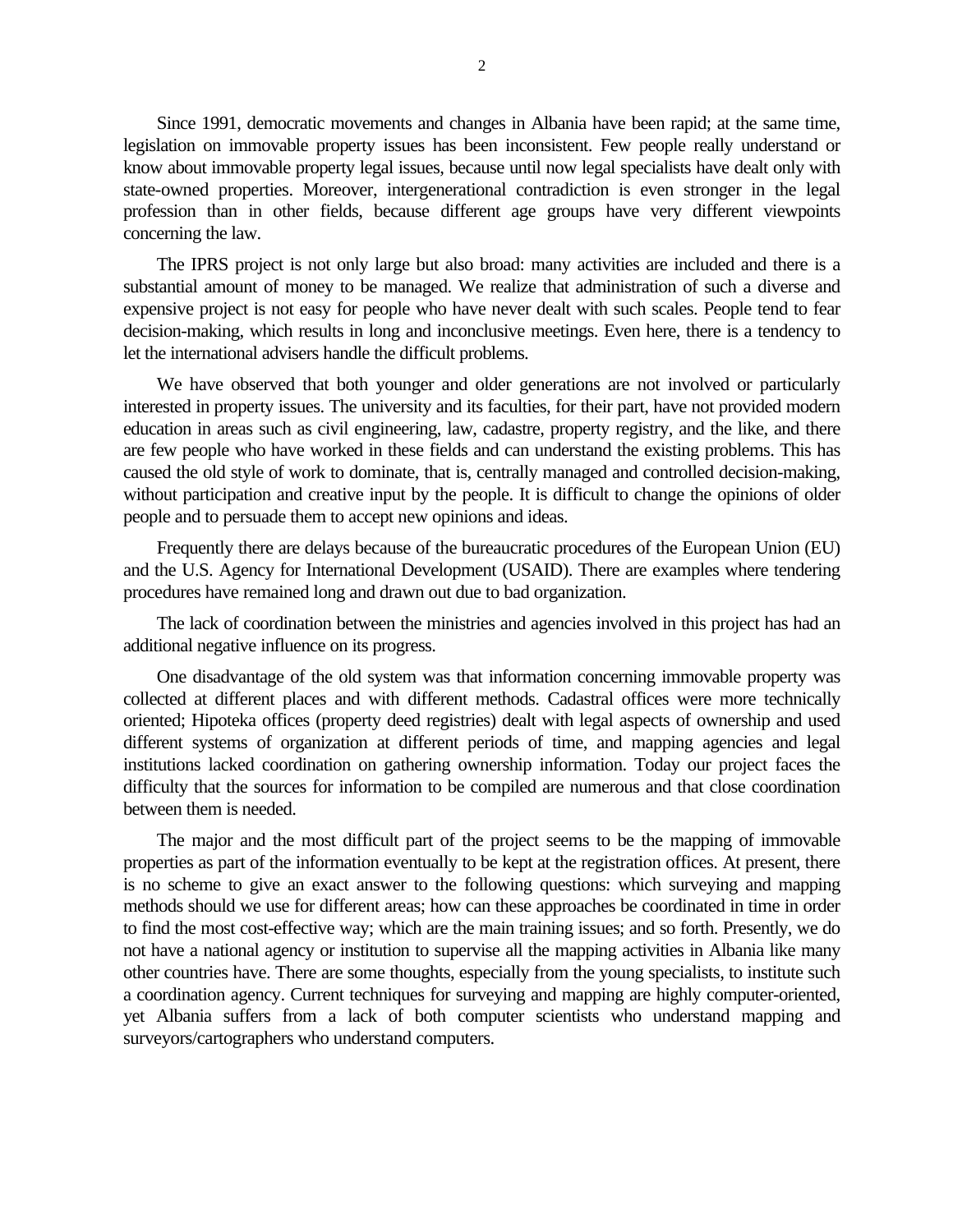Since 1991, democratic movements and changes in Albania have been rapid; at the same time, legislation on immovable property issues has been inconsistent. Few people really understand or know about immovable property legal issues, because until now legal specialists have dealt only with state-owned properties. Moreover, intergenerational contradiction is even stronger in the legal profession than in other fields, because different age groups have very different viewpoints concerning the law.

The IPRS project is not only large but also broad: many activities are included and there is a substantial amount of money to be managed. We realize that administration of such a diverse and expensive project is not easy for people who have never dealt with such scales. People tend to fear decision-making, which results in long and inconclusive meetings. Even here, there is a tendency to let the international advisers handle the difficult problems.

We have observed that both younger and older generations are not involved or particularly interested in property issues. The university and its faculties, for their part, have not provided modern education in areas such as civil engineering, law, cadastre, property registry, and the like, and there are few people who have worked in these fields and can understand the existing problems. This has caused the old style of work to dominate, that is, centrally managed and controlled decision-making, without participation and creative input by the people. It is difficult to change the opinions of older people and to persuade them to accept new opinions and ideas.

Frequently there are delays because of the bureaucratic procedures of the European Union (EU) and the U.S. Agency for International Development (USAID). There are examples where tendering procedures have remained long and drawn out due to bad organization.

The lack of coordination between the ministries and agencies involved in this project has had an additional negative influence on its progress.

One disadvantage of the old system was that information concerning immovable property was collected at different places and with different methods. Cadastral offices were more technically oriented; Hipoteka offices (property deed registries) dealt with legal aspects of ownership and used different systems of organization at different periods of time, and mapping agencies and legal institutions lacked coordination on gathering ownership information. Today our project faces the difficulty that the sources for information to be compiled are numerous and that close coordination between them is needed.

The major and the most difficult part of the project seems to be the mapping of immovable properties as part of the information eventually to be kept at the registration offices. At present, there is no scheme to give an exact answer to the following questions: which surveying and mapping methods should we use for different areas; how can these approaches be coordinated in time in order to find the most cost-effective way; which are the main training issues; and so forth. Presently, we do not have a national agency or institution to supervise all the mapping activities in Albania like many other countries have. There are some thoughts, especially from the young specialists, to institute such a coordination agency. Current techniques for surveying and mapping are highly computer-oriented, yet Albania suffers from a lack of both computer scientists who understand mapping and surveyors/cartographers who understand computers.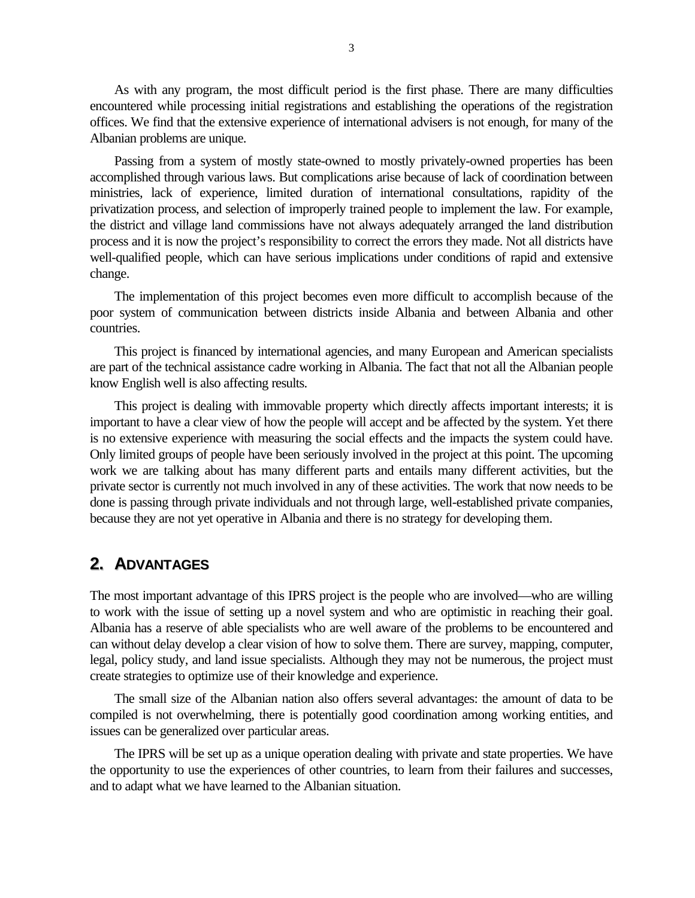As with any program, the most difficult period is the first phase. There are many difficulties encountered while processing initial registrations and establishing the operations of the registration offices. We find that the extensive experience of international advisers is not enough, for many of the Albanian problems are unique.

Passing from a system of mostly state-owned to mostly privately-owned properties has been accomplished through various laws. But complications arise because of lack of coordination between ministries, lack of experience, limited duration of international consultations, rapidity of the privatization process, and selection of improperly trained people to implement the law. For example, the district and village land commissions have not always adequately arranged the land distribution process and it is now the project's responsibility to correct the errors they made. Not all districts have well-qualified people, which can have serious implications under conditions of rapid and extensive change.

The implementation of this project becomes even more difficult to accomplish because of the poor system of communication between districts inside Albania and between Albania and other countries.

This project is financed by international agencies, and many European and American specialists are part of the technical assistance cadre working in Albania. The fact that not all the Albanian people know English well is also affecting results.

This project is dealing with immovable property which directly affects important interests; it is important to have a clear view of how the people will accept and be affected by the system. Yet there is no extensive experience with measuring the social effects and the impacts the system could have. Only limited groups of people have been seriously involved in the project at this point. The upcoming work we are talking about has many different parts and entails many different activities, but the private sector is currently not much involved in any of these activities. The work that now needs to be done is passing through private individuals and not through large, well-established private companies, because they are not yet operative in Albania and there is no strategy for developing them.

## 2. Advantages

The most important advantage of this IPRS project is the people who are involved—who are willing to work with the issue of setting up a novel system and who are optimistic in reaching their goal. Albania has a reserve of able specialists who are well aware of the problems to be encountered and can without delay develop a clear vision of how to solve them. There are survey, mapping, computer, legal, policy study, and land issue specialists. Although they may not be numerous, the project must create strategies to optimize use of their knowledge and experience.

The small size of the Albanian nation also offers several advantages: the amount of data to be compiled is not overwhelming, there is potentially good coordination among working entities, and issues can be generalized over particular areas.

The IPRS will be set up as a unique operation dealing with private and state properties. We have the opportunity to use the experiences of other countries, to learn from their failures and successes, and to adapt what we have learned to the Albanian situation.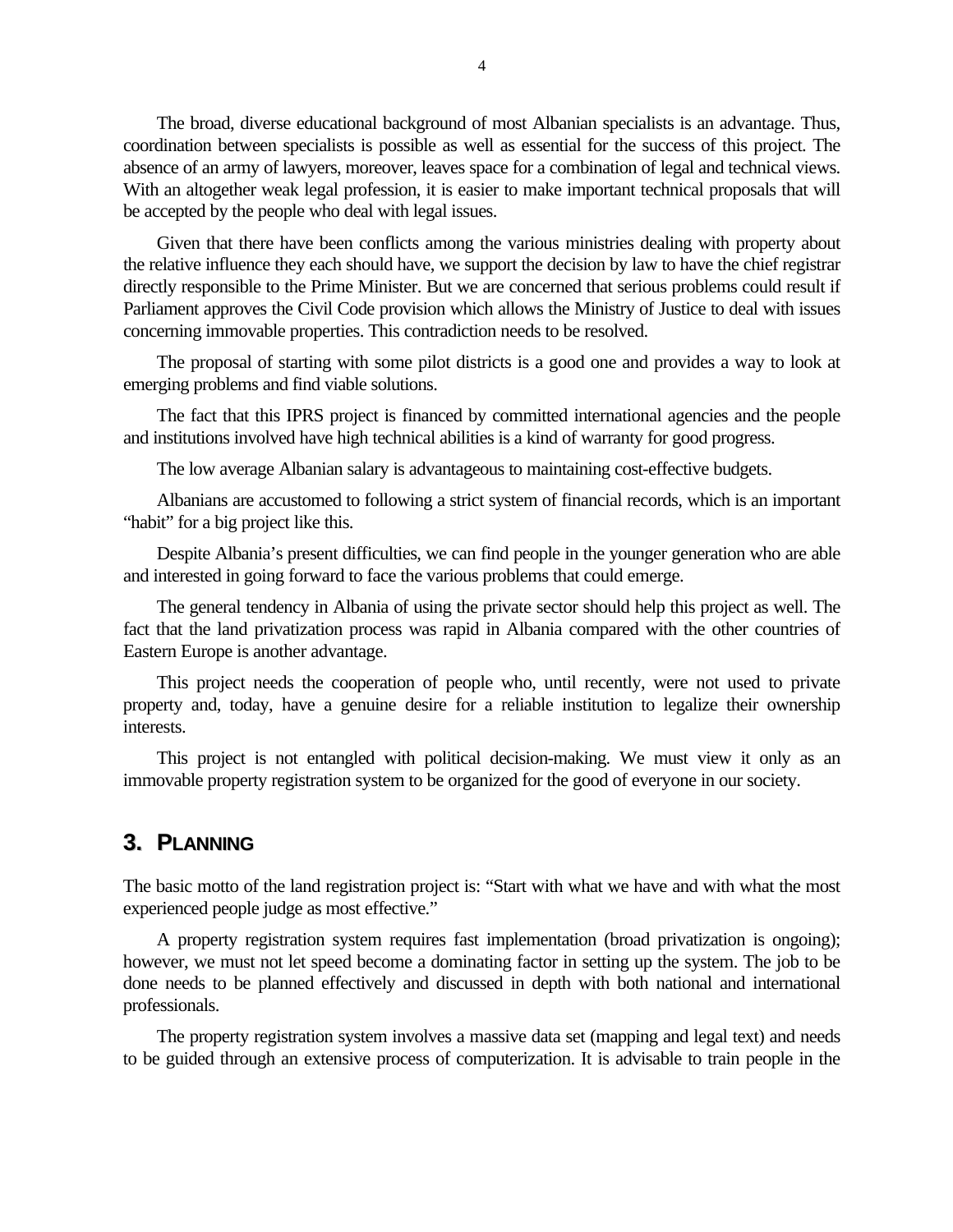The broad, diverse educational background of most Albanian specialists is an advantage. Thus, coordination between specialists is possible as well as essential for the success of this project. The absence of an army of lawyers, moreover, leaves space for a combination of legal and technical views. With an altogether weak legal profession, it is easier to make important technical proposals that will be accepted by the people who deal with legal issues.

Given that there have been conflicts among the various ministries dealing with property about the relative influence they each should have, we support the decision by law to have the chief registrar directly responsible to the Prime Minister. But we are concerned that serious problems could result if Parliament approves the Civil Code provision which allows the Ministry of Justice to deal with issues concerning immovable properties. This contradiction needs to be resolved.

The proposal of starting with some pilot districts is a good one and provides a way to look at emerging problems and find viable solutions.

The fact that this IPRS project is financed by committed international agencies and the people and institutions involved have high technical abilities is a kind of warranty for good progress.

The low average Albanian salary is advantageous to maintaining cost-effective budgets.

Albanians are accustomed to following a strict system of financial records, which is an important "habit" for a big project like this.

Despite Albania's present difficulties, we can find people in the younger generation who are able and interested in going forward to face the various problems that could emerge.

The general tendency in Albania of using the private sector should help this project as well. The fact that the land privatization process was rapid in Albania compared with the other countries of Eastern Europe is another advantage.

This project needs the cooperation of people who, until recently, were not used to private property and, today, have a genuine desire for a reliable institution to legalize their ownership interests.

This project is not entangled with political decision-making. We must view it only as an immovable property registration system to be organized for the good of everyone in our society.

## 3. PLANNING

The basic motto of the land registration project is: "Start with what we have and with what the most experienced people judge as most effective."

A property registration system requires fast implementation (broad privatization is ongoing); however, we must not let speed become a dominating factor in setting up the system. The job to be done needs to be planned effectively and discussed in depth with both national and international professionals.

The property registration system involves a massive data set (mapping and legal text) and needs to be guided through an extensive process of computerization. It is advisable to train people in the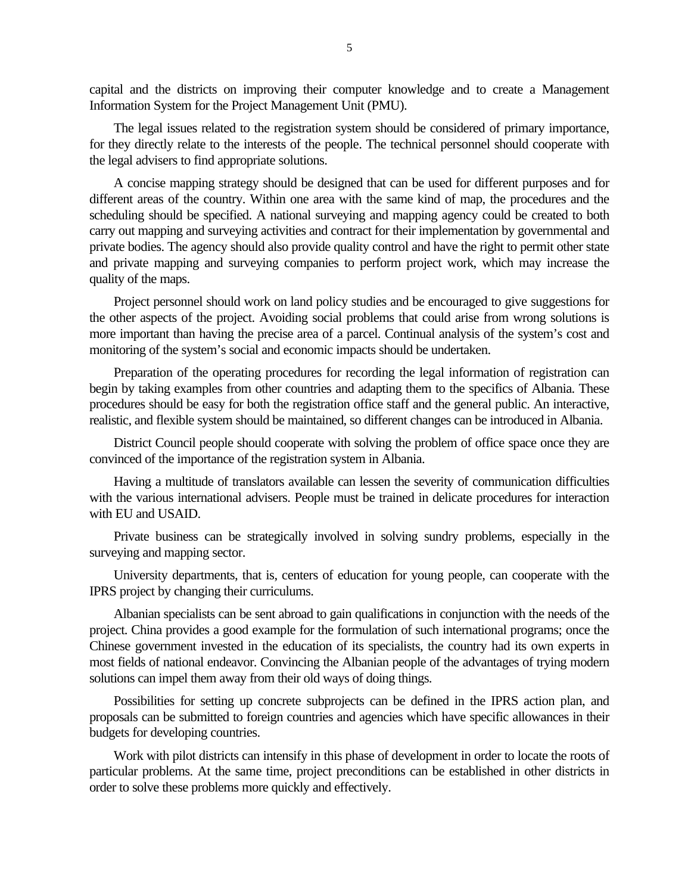capital and the districts on improving their computer knowledge and to create a Management Information System for the Project Management Unit (PMU).

The legal issues related to the registration system should be considered of primary importance, for they directly relate to the interests of the people. The technical personnel should cooperate with the legal advisers to find appropriate solutions.

A concise mapping strategy should be designed that can be used for different purposes and for different areas of the country. Within one area with the same kind of map, the procedures and the scheduling should be specified. A national surveying and mapping agency could be created to both carry out mapping and surveying activities and contract for their implementation by governmental and private bodies. The agency should also provide quality control and have the right to permit other state and private mapping and surveying companies to perform project work, which may increase the quality of the maps.

Project personnel should work on land policy studies and be encouraged to give suggestions for the other aspects of the project. Avoiding social problems that could arise from wrong solutions is more important than having the precise area of a parcel. Continual analysis of the system's cost and monitoring of the system's social and economic impacts should be undertaken.

Preparation of the operating procedures for recording the legal information of registration can begin by taking examples from other countries and adapting them to the specifics of Albania. These procedures should be easy for both the registration office staff and the general public. An interactive, realistic, and flexible system should be maintained, so different changes can be introduced in Albania.

District Council people should cooperate with solving the problem of office space once they are convinced of the importance of the registration system in Albania.

Having a multitude of translators available can lessen the severity of communication difficulties with the various international advisers. People must be trained in delicate procedures for interaction with EU and USAID.

Private business can be strategically involved in solving sundry problems, especially in the surveying and mapping sector.

University departments, that is, centers of education for young people, can cooperate with the IPRS project by changing their curriculums.

Albanian specialists can be sent abroad to gain qualifications in conjunction with the needs of the project. China provides a good example for the formulation of such international programs; once the Chinese government invested in the education of its specialists, the country had its own experts in most fields of national endeavor. Convincing the Albanian people of the advantages of trying modern solutions can impel them away from their old ways of doing things.

Possibilities for setting up concrete subprojects can be defined in the IPRS action plan, and proposals can be submitted to foreign countries and agencies which have specific allowances in their budgets for developing countries.

Work with pilot districts can intensify in this phase of development in order to locate the roots of particular problems. At the same time, project preconditions can be established in other districts in order to solve these problems more quickly and effectively.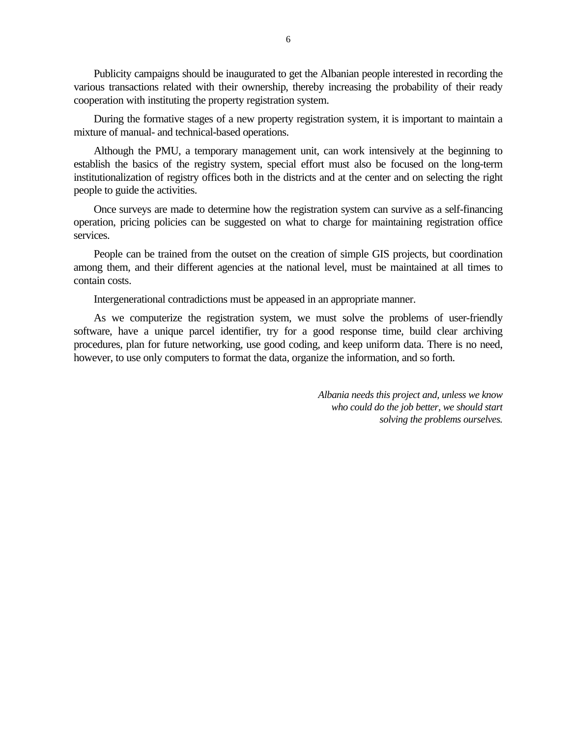Publicity campaigns should be inaugurated to get the Albanian people interested in recording the various transactions related with their ownership, thereby increasing the probability of their ready cooperation with instituting the property registration system.

During the formative stages of a new property registration system, it is important to maintain a mixture of manual- and technical-based operations.

Although the PMU, a temporary management unit, can work intensively at the beginning to establish the basics of the registry system, special effort must also be focused on the long-term institutionalization of registry offices both in the districts and at the center and on selecting the right people to guide the activities.

Once surveys are made to determine how the registration system can survive as a self-financing operation, pricing policies can be suggested on what to charge for maintaining registration office services.

People can be trained from the outset on the creation of simple GIS projects, but coordination among them, and their different agencies at the national level, must be maintained at all times to contain costs.

Intergenerational contradictions must be appeased in an appropriate manner.

As we computerize the registration system, we must solve the problems of user-friendly software, have a unique parcel identifier, try for a good response time, build clear archiving procedures, plan for future networking, use good coding, and keep uniform data. There is no need, however, to use only computers to format the data, organize the information, and so forth.

*Albania needs this project and, unless we know who could do the job better, we should start solving the problems ourselves.*